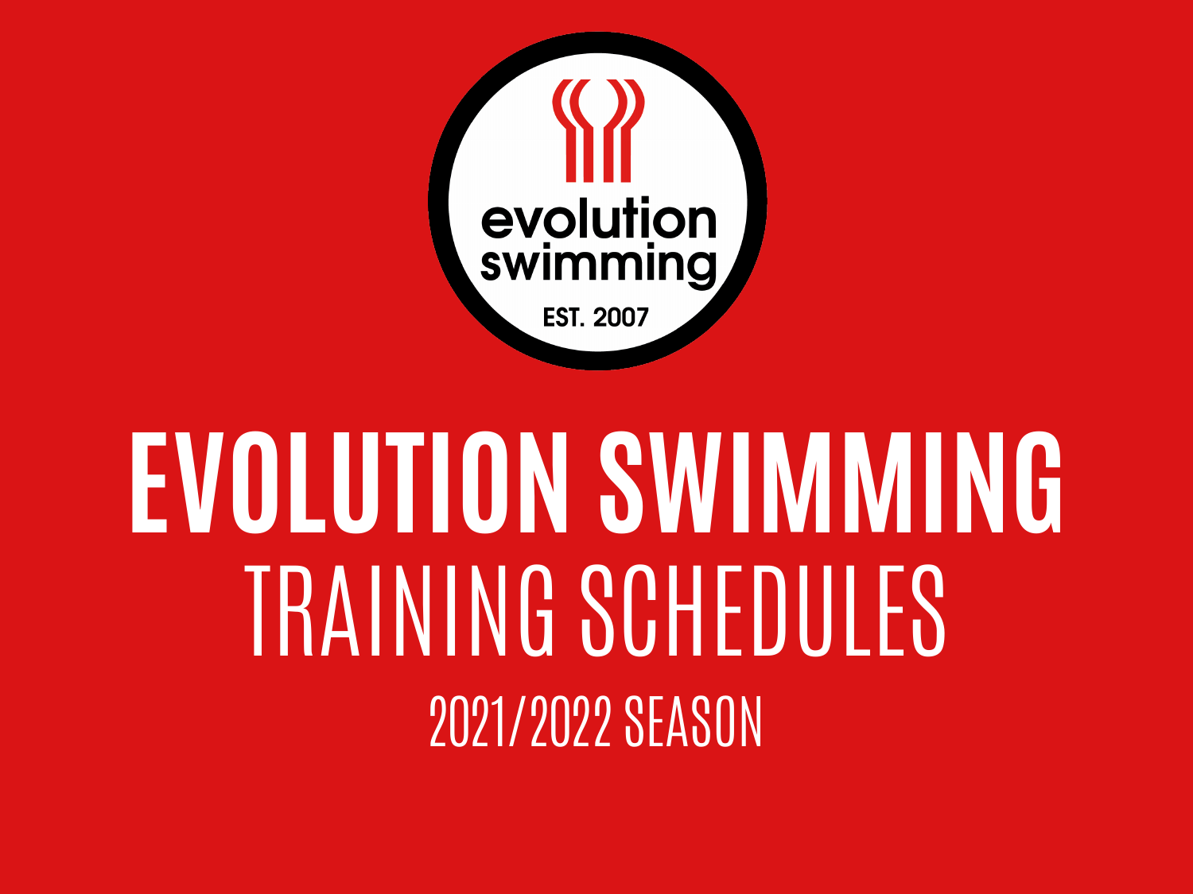evolution swimming

EST. 2007

# EVOLUTION SWIMMING

## TRAINING SCHEDULES

### 2021/2022 SEASON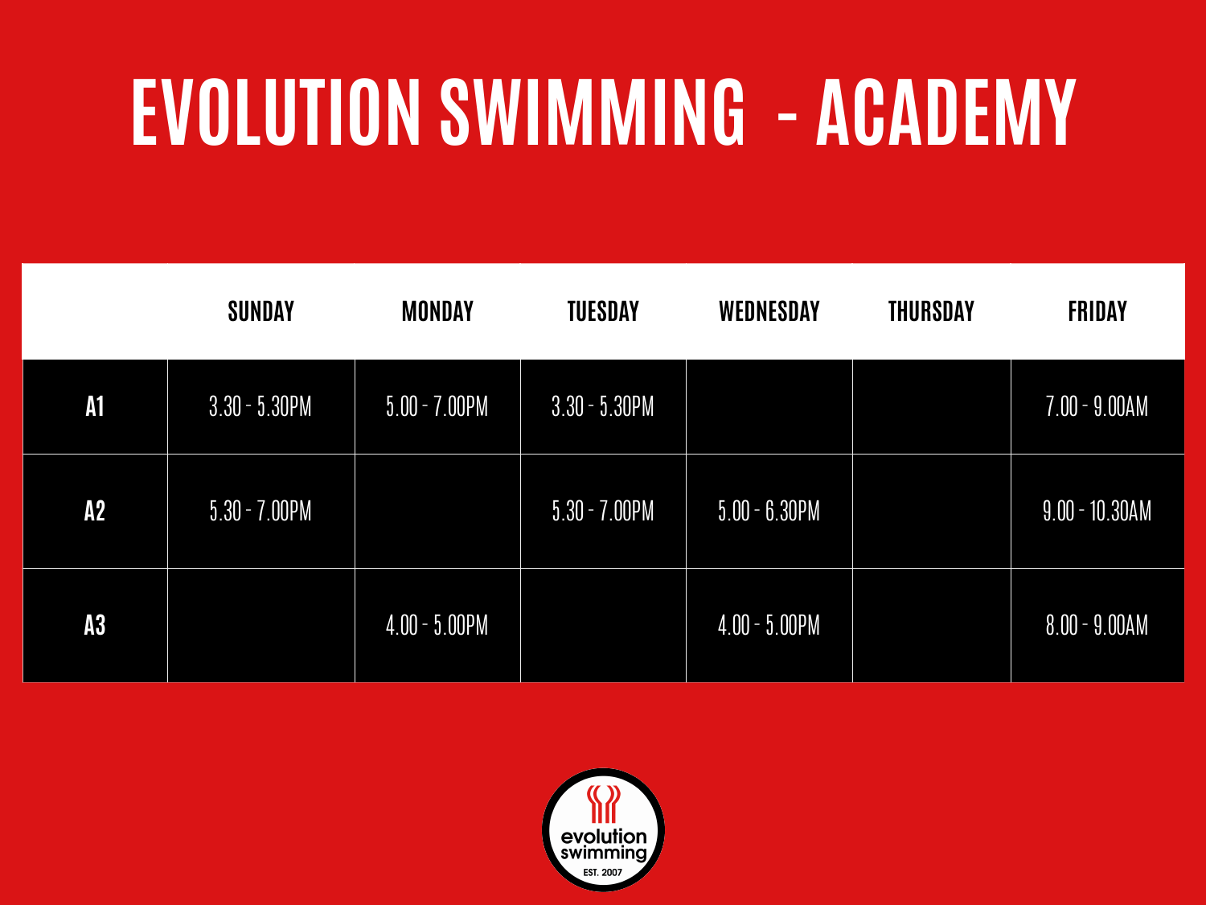# EVOLUTION SWIMMING - ACADEMY

| | SUNDAY | MONDAY | TUESDAY | WEDNESDAY | THURSDAY | FRIDAY |
|---|---|---|---|---|---|---|
| **A1** | 3.30 - 5.30PM | 5.00 - 7.00PM | 3.30 - 5.30PM | | | 7.00 - 9.00AM |
| **A2** | 5.30 - 7.00PM | | 5.30 - 7.00PM | 5.00 - 6.30PM | | 9.00 - 10.30AM |
| **A3** | | 4.00 - 5.00PM | | 4.00 - 5.00PM | | 8.00 - 9.00AM |

evolution swimming
EST. 2007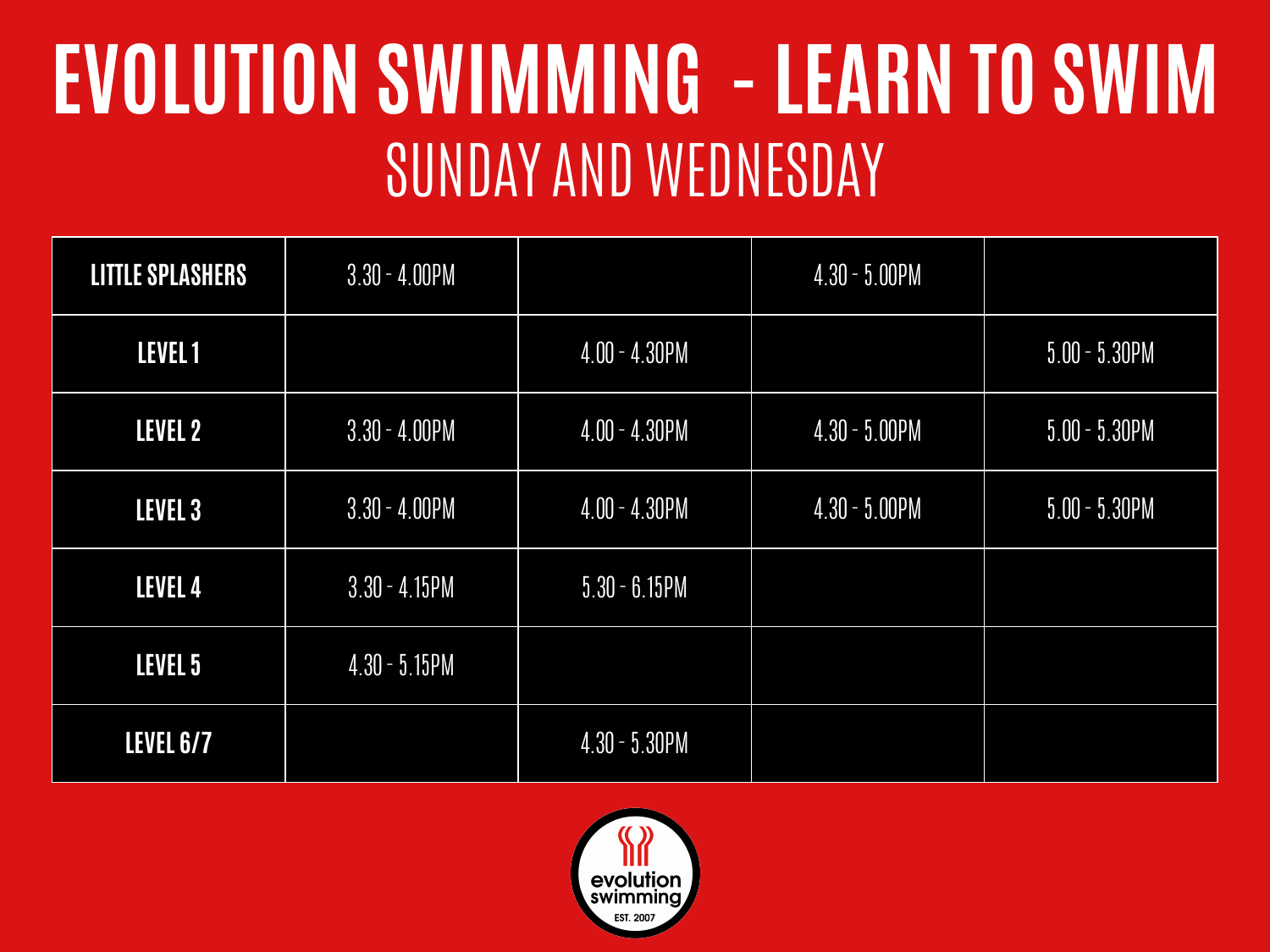# EVOLUTION SWIMMING - LEARN TO SWIM

## SUNDAY AND WEDNESDAY

| | | | | |
|---|---|---|---|---|
| **LITTLE SPLASHERS** | 3.30 - 4.00PM | | 4.30 - 5.00PM | |
| **LEVEL 1** | | 4.00 - 4.30PM | | 5.00 - 5.30PM |
| **LEVEL 2** | 3.30 - 4.00PM | 4.00 - 4.30PM | 4.30 - 5.00PM | 5.00 - 5.30PM |
| **LEVEL 3** | 3.30 - 4.00PM | 4.00 - 4.30PM | 4.30 - 5.00PM | 5.00 - 5.30PM |
| **LEVEL 4** | 3.30 - 4.15PM | 5.30 - 6.15PM | | |
| **LEVEL 5** | 4.30 - 5.15PM | | | |
| **LEVEL 6/7** | | 4.30 - 5.30PM | | |

evolution swimming
EST. 2007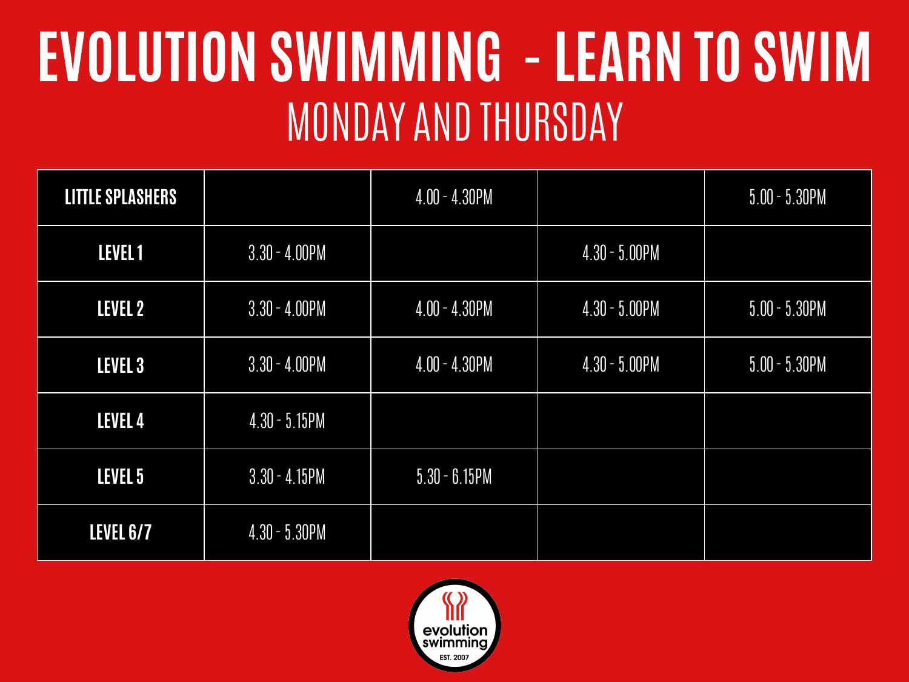# EVOLUTION SWIMMING - LEARN TO SWIM

## MONDAY AND THURSDAY

| | | | | |
|---|---|---|---|---|
| **LITTLE SPLASHERS** | | 4.00 - 4.30PM | | 5.00 - 5.30PM |
| **LEVEL 1** | 3.30 - 4.00PM | | 4.30 - 5.00PM | |
| **LEVEL 2** | 3.30 - 4.00PM | 4.00 - 4.30PM | 4.30 - 5.00PM | 5.00 - 5.30PM |
| **LEVEL 3** | 3.30 - 4.00PM | 4.00 - 4.30PM | 4.30 - 5.00PM | 5.00 - 5.30PM |
| **LEVEL 4** | 4.30 - 5.15PM | | | |
| **LEVEL 5** | 3.30 - 4.15PM | 5.30 - 6.15PM | | |
| **LEVEL 6/7** | 4.30 - 5.30PM | | | |

evolution swimming
EST. 2007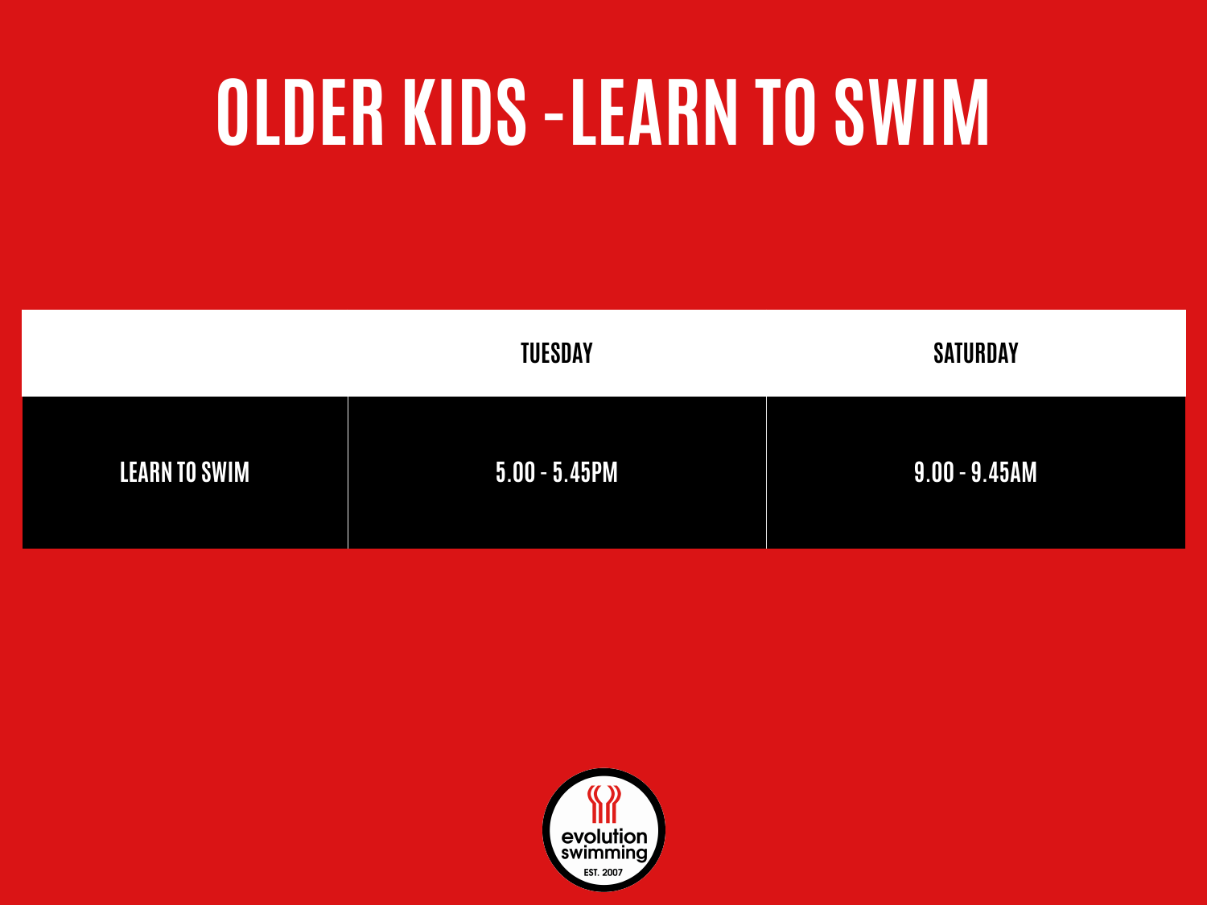# OLDER KIDS -LEARN TO SWIM

| | TUESDAY | SATURDAY |
|---|---|---|
| LEARN TO SWIM | 5.00 - 5.45PM | 9.00 - 9.45AM |

evolution swimming
EST. 2007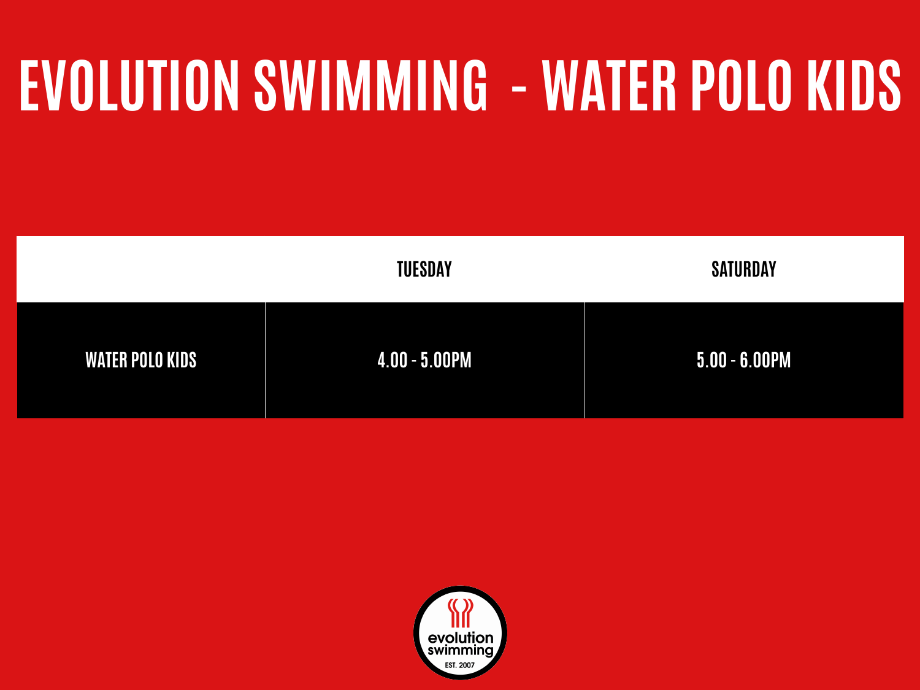# EVOLUTION SWIMMING - WATER POLO KIDS

| | TUESDAY | SATURDAY |
|---|---|---|
| WATER POLO KIDS | 4.00 - 5.00PM | 5.00 - 6.00PM |

evolution swimming
EST. 2007